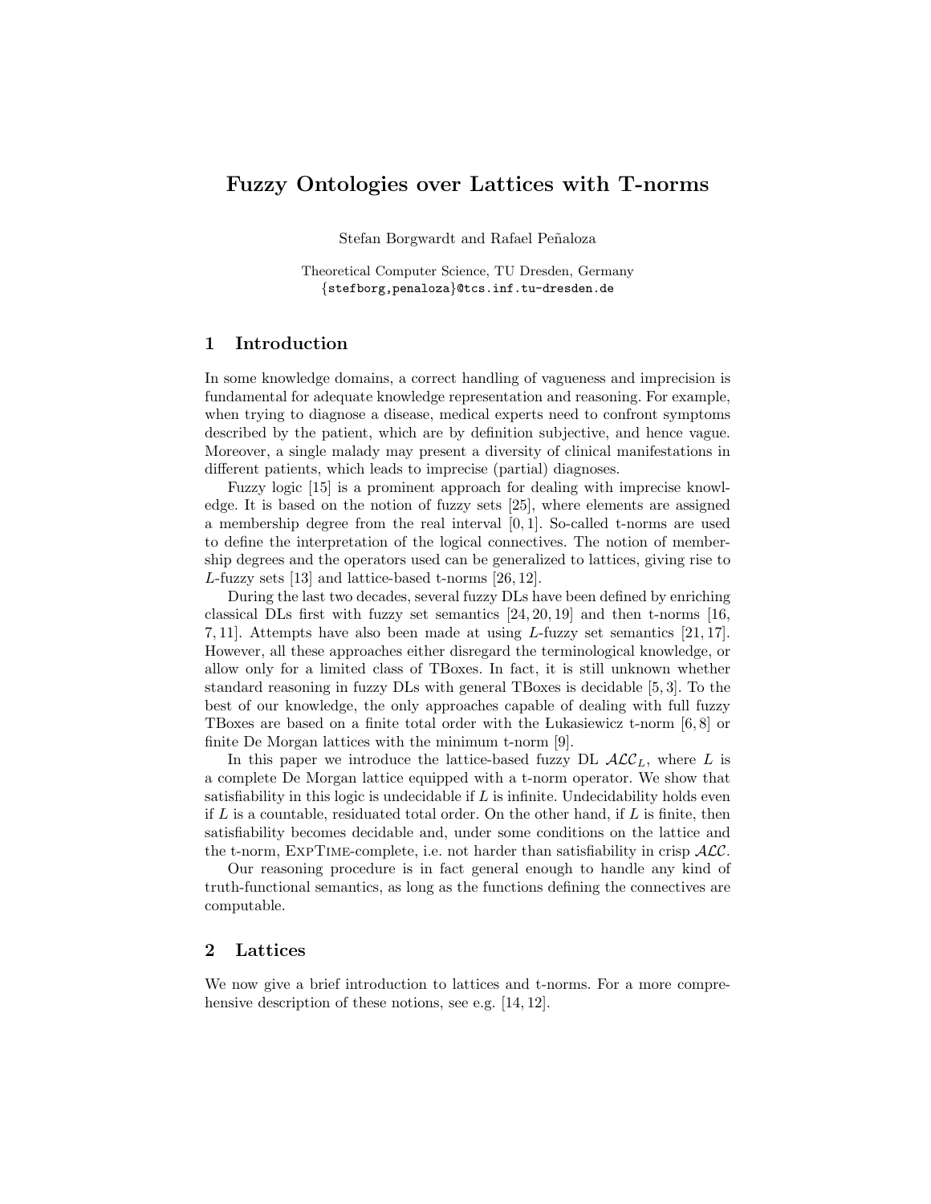# Fuzzy Ontologies over Lattices with T-norms

Stefan Borgwardt and Rafael Peñaloza

Theoretical Computer Science, TU Dresden, Germany
{stefborg,penaloza}@tcs.inf.tu-dresden.de

## 1 Introduction

In some knowledge domains, a correct handling of vagueness and imprecision is fundamental for adequate knowledge representation and reasoning. For example, when trying to diagnose a disease, medical experts need to confront symptoms described by the patient, which are by definition subjective, and hence vague. Moreover, a single malady may present a diversity of clinical manifestations in different patients, which leads to imprecise (partial) diagnoses.

Fuzzy logic [15] is a prominent approach for dealing with imprecise knowledge. It is based on the notion of fuzzy sets [25], where elements are assigned a membership degree from the real interval $[0, 1]$. So-called t-norms are used to define the interpretation of the logical connectives. The notion of membership degrees and the operators used can be generalized to lattices, giving rise to $L$-fuzzy sets [13] and lattice-based t-norms [26, 12].

During the last two decades, several fuzzy DLs have been defined by enriching classical DLs first with fuzzy set semantics [24, 20, 19] and then t-norms [16, 7, 11]. Attempts have also been made at using $L$-fuzzy set semantics [21, 17]. However, all these approaches either disregard the terminological knowledge, or allow only for a limited class of TBoxes. In fact, it is still unknown whether standard reasoning in fuzzy DLs with general TBoxes is decidable [5, 3]. To the best of our knowledge, the only approaches capable of dealing with full fuzzy TBoxes are based on a finite total order with the Łukasiewicz t-norm [6, 8] or finite De Morgan lattices with the minimum t-norm [9].

In this paper we introduce the lattice-based fuzzy DL $\mathcal{ALC}_L$, where $L$ is a complete De Morgan lattice equipped with a t-norm operator. We show that satisfiability in this logic is undecidable if $L$ is infinite. Undecidability holds even if $L$ is a countable, residuated total order. On the other hand, if $L$ is finite, then satisfiability becomes decidable and, under some conditions on the lattice and the t-norm, ExpTime-complete, i.e. not harder than satisfiability in crisp $\mathcal{ALC}$.

Our reasoning procedure is in fact general enough to handle any kind of truth-functional semantics, as long as the functions defining the connectives are computable.

## 2 Lattices

We now give a brief introduction to lattices and t-norms. For a more comprehensive description of these notions, see e.g. [14, 12].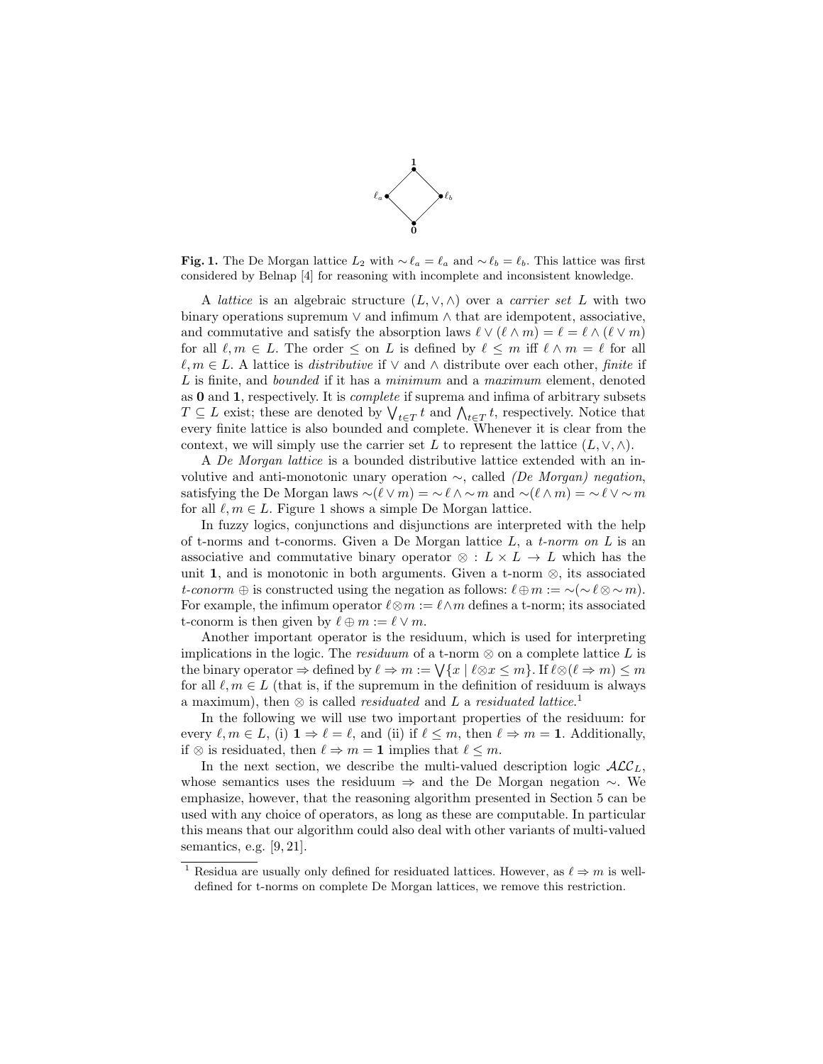**Fig. 1.** The De Morgan lattice $L_2$ with $\sim \ell_a = \ell_a$ and $\sim \ell_b = \ell_b$. This lattice was first considered by Belnap [4] for reasoning with incomplete and inconsistent knowledge.

A *lattice* is an algebraic structure $(L, \vee, \wedge)$ over a *carrier set* $L$ with two binary operations supremum $\vee$ and infimum $\wedge$ that are idempotent, associative, and commutative and satisfy the absorption laws $\ell \vee (\ell \wedge m) = \ell = \ell \wedge (\ell \vee m)$ for all $\ell, m \in L$. The order $\leq$ on $L$ is defined by $\ell \leq m$ iff $\ell \wedge m = \ell$ for all $\ell, m \in L$. A lattice is *distributive* if $\vee$ and $\wedge$ distribute over each other, *finite* if $L$ is finite, and *bounded* if it has a *minimum* and a *maximum* element, denoted as $\mathbf{0}$ and $\mathbf{1}$, respectively. It is *complete* if suprema and infima of arbitrary subsets $T \subseteq L$ exist; these are denoted by $\bigvee_{t \in T} t$ and $\bigwedge_{t \in T} t$, respectively. Notice that every finite lattice is also bounded and complete. Whenever it is clear from the context, we will simply use the carrier set $L$ to represent the lattice $(L, \vee, \wedge)$.

A *De Morgan lattice* is a bounded distributive lattice extended with an involutive and anti-monotonic unary operation $\sim$, called *(De Morgan) negation*, satisfying the De Morgan laws $\sim(\ell \vee m) = \sim \ell \wedge \sim m$ and $\sim(\ell \wedge m) = \sim \ell \vee \sim m$ for all $\ell, m \in L$. Figure 1 shows a simple De Morgan lattice.

In fuzzy logics, conjunctions and disjunctions are interpreted with the help of t-norms and t-conorms. Given a De Morgan lattice $L$, a *t-norm on* $L$ is an associative and commutative binary operator $\otimes : L \times L \to L$ which has the unit $\mathbf{1}$, and is monotonic in both arguments. Given a t-norm $\otimes$, its associated *t-conorm* $\oplus$ is constructed using the negation as follows: $\ell \oplus m := \sim(\sim \ell \otimes \sim m)$. For example, the infimum operator $\ell \otimes m := \ell \wedge m$ defines a t-norm; its associated t-conorm is then given by $\ell \oplus m := \ell \vee m$.

Another important operator is the residuum, which is used for interpreting implications in the logic. The *residuum* of a t-norm $\otimes$ on a complete lattice $L$ is the binary operator $\Rightarrow$ defined by $\ell \Rightarrow m := \bigvee\{x \mid \ell \otimes x \leq m\}$. If $\ell \otimes (\ell \Rightarrow m) \leq m$ for all $\ell, m \in L$ (that is, if the supremum in the definition of residuum is always a maximum), then $\otimes$ is called *residuated* and $L$ a *residuated lattice*.[1]

In the following we will use two important properties of the residuum: for every $\ell, m \in L$, (i) $\mathbf{1} \Rightarrow \ell = \ell$, and (ii) if $\ell \leq m$, then $\ell \Rightarrow m = \mathbf{1}$. Additionally, if $\otimes$ is residuated, then $\ell \Rightarrow m = \mathbf{1}$ implies that $\ell \leq m$.

In the next section, we describe the multi-valued description logic $\mathcal{ALC}_L$, whose semantics uses the residuum $\Rightarrow$ and the De Morgan negation $\sim$. We emphasize, however, that the reasoning algorithm presented in Section 5 can be used with any choice of operators, as long as these are computable. In particular this means that our algorithm could also deal with other variants of multi-valued semantics, e.g. [9, 21].

[1] Residua are usually only defined for residuated lattices. However, as $\ell \Rightarrow m$ is well-defined for t-norms on complete De Morgan lattices, we remove this restriction.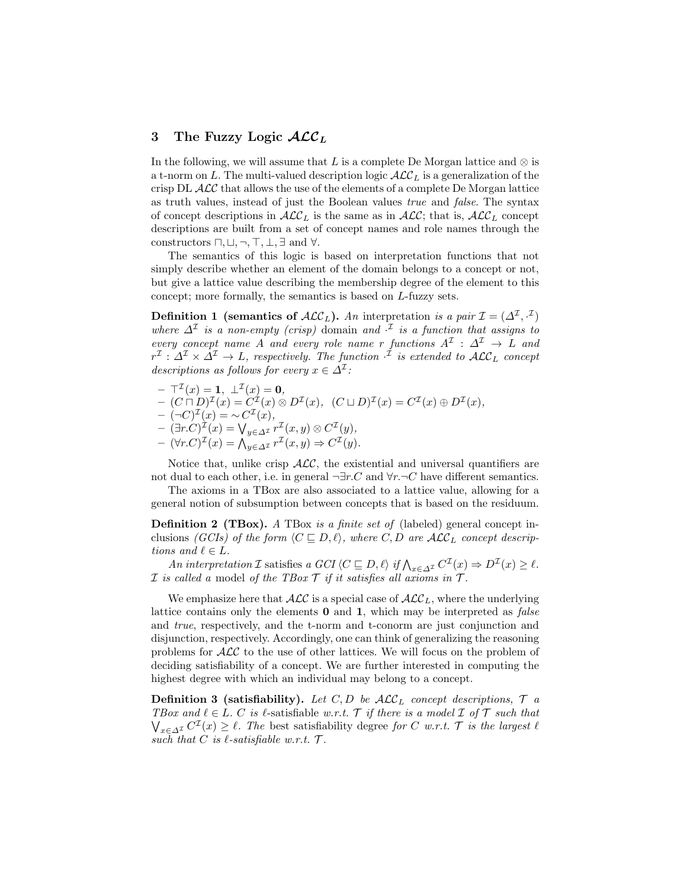## 3 The Fuzzy Logic $\mathcal{ALC}_L$

In the following, we will assume that $L$ is a complete De Morgan lattice and $\otimes$ is a t-norm on $L$. The multi-valued description logic $\mathcal{ALC}_L$ is a generalization of the crisp DL $\mathcal{ALC}$ that allows the use of the elements of a complete De Morgan lattice as truth values, instead of just the Boolean values *true* and *false*. The syntax of concept descriptions in $\mathcal{ALC}_L$ is the same as in $\mathcal{ALC}$; that is, $\mathcal{ALC}_L$ concept descriptions are built from a set of concept names and role names through the constructors $\sqcap, \sqcup, \neg, \top, \bot, \exists$ and $\forall$.

The semantics of this logic is based on interpretation functions that not simply describe whether an element of the domain belongs to a concept or not, but give a lattice value describing the membership degree of the element to this concept; more formally, the semantics is based on $L$-fuzzy sets.

**Definition 1 (semantics of $\mathcal{ALC}_L$).** *An* interpretation *is a pair $\mathcal{I} = (\Delta^\mathcal{I}, \cdot^\mathcal{I})$ where $\Delta^\mathcal{I}$ is a non-empty (crisp)* domain *and $\cdot^\mathcal{I}$ is a function that assigns to every concept name $A$ and every role name $r$ functions $A^\mathcal{I} : \Delta^\mathcal{I} \to L$ and $r^\mathcal{I} : \Delta^\mathcal{I} \times \Delta^\mathcal{I} \to L$, respectively. The function $\cdot^\mathcal{I}$ is extended to $\mathcal{ALC}_L$ concept descriptions as follows for every $x \in \Delta^\mathcal{I}$:*

- $\top^\mathcal{I}(x) = \mathbf{1}$, $\bot^\mathcal{I}(x) = \mathbf{0}$,
- $(C \sqcap D)^\mathcal{I}(x) = C^\mathcal{I}(x) \otimes D^\mathcal{I}(x)$, $(C \sqcup D)^\mathcal{I}(x) = C^\mathcal{I}(x) \oplus D^\mathcal{I}(x)$,
- $(\neg C)^\mathcal{I}(x) = \sim C^\mathcal{I}(x)$,
- $(\exists r.C)^\mathcal{I}(x) = \bigvee_{y \in \Delta^\mathcal{I}} r^\mathcal{I}(x, y) \otimes C^\mathcal{I}(y)$,
- $(\forall r.C)^\mathcal{I}(x) = \bigwedge_{y \in \Delta^\mathcal{I}} r^\mathcal{I}(x, y) \Rightarrow C^\mathcal{I}(y)$.

Notice that, unlike crisp $\mathcal{ALC}$, the existential and universal quantifiers are not dual to each other, i.e. in general $\neg\exists r.C$ and $\forall r.\neg C$ have different semantics.

The axioms in a TBox are also associated to a lattice value, allowing for a general notion of subsumption between concepts that is based on the residuum.

**Definition 2 (TBox).** *A* TBox *is a finite set of* (labeled) general concept inclusions *(GCIs) of the form $\langle C \sqsubseteq D, \ell \rangle$, where $C, D$ are $\mathcal{ALC}_L$ concept descriptions and $\ell \in L$.*

*An interpretation $\mathcal{I}$* satisfies *a GCI $\langle C \sqsubseteq D, \ell \rangle$ if $\bigwedge_{x \in \Delta^\mathcal{I}} C^\mathcal{I}(x) \Rightarrow D^\mathcal{I}(x) \geq \ell$. $\mathcal{I}$ is called a* model *of the TBox $\mathcal{T}$ if it satisfies all axioms in $\mathcal{T}$.*

We emphasize here that $\mathcal{ALC}$ is a special case of $\mathcal{ALC}_L$, where the underlying lattice contains only the elements $\mathbf{0}$ and $\mathbf{1}$, which may be interpreted as *false* and *true*, respectively, and the t-norm and t-conorm are just conjunction and disjunction, respectively. Accordingly, one can think of generalizing the reasoning problems for $\mathcal{ALC}$ to the use of other lattices. We will focus on the problem of deciding satisfiability of a concept. We are further interested in computing the highest degree with which an individual may belong to a concept.

**Definition 3 (satisfiability).** *Let $C, D$ be $\mathcal{ALC}_L$ concept descriptions, $\mathcal{T}$ a TBox and $\ell \in L$. $C$ is $\ell$-*satisfiable *w.r.t. $\mathcal{T}$ if there is a model $\mathcal{I}$ of $\mathcal{T}$ such that $\bigvee_{x \in \Delta^\mathcal{I}} C^\mathcal{I}(x) \geq \ell$. The* best satisfiability degree *for $C$ w.r.t. $\mathcal{T}$ is the largest $\ell$ such that $C$ is $\ell$-satisfiable w.r.t. $\mathcal{T}$.*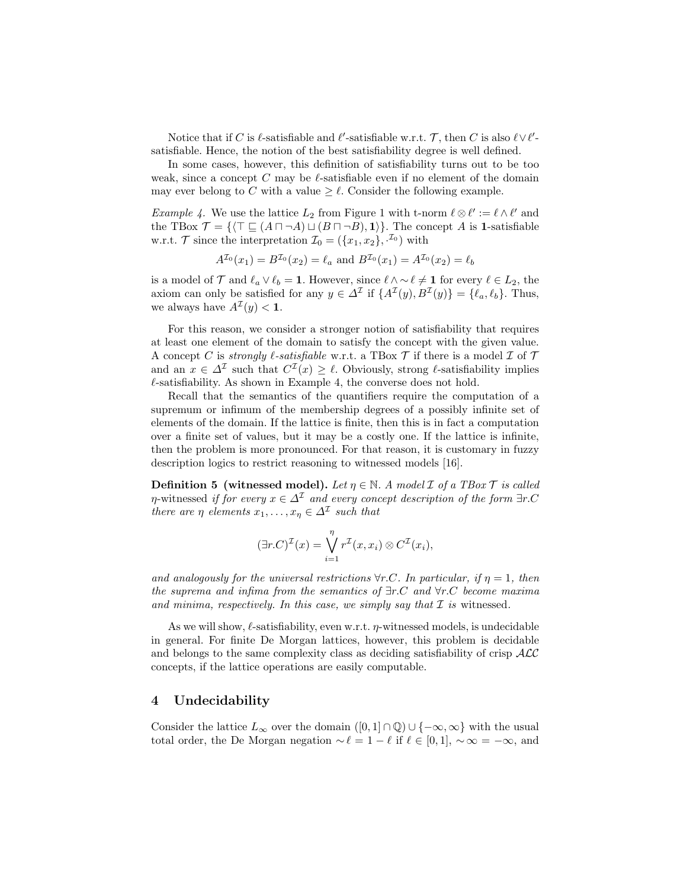Notice that if $C$ is $\ell$-satisfiable and $\ell'$-satisfiable w.r.t. $\mathcal{T}$, then $C$ is also $\ell \vee \ell'$-satisfiable. Hence, the notion of the best satisfiability degree is well defined.

In some cases, however, this definition of satisfiability turns out to be too weak, since a concept $C$ may be $\ell$-satisfiable even if no element of the domain may ever belong to $C$ with a value $\geq \ell$. Consider the following example.

*Example 4.* We use the lattice $L_2$ from Figure 1 with t-norm $\ell \otimes \ell' := \ell \wedge \ell'$ and the TBox $\mathcal{T} = \{\langle \top \sqsubseteq (A \sqcap \neg A) \sqcup (B \sqcap \neg B), \mathbf{1} \rangle\}$. The concept $A$ is $\mathbf{1}$-satisfiable w.r.t. $\mathcal{T}$ since the interpretation $\mathcal{I}_0 = (\{x_1, x_2\}, \cdot^{\mathcal{I}_0})$ with

$$A^{\mathcal{I}_0}(x_1) = B^{\mathcal{I}_0}(x_2) = \ell_a \text{ and } B^{\mathcal{I}_0}(x_1) = A^{\mathcal{I}_0}(x_2) = \ell_b$$

is a model of $\mathcal{T}$ and $\ell_a \vee \ell_b = \mathbf{1}$. However, since $\ell \wedge {\sim}\ell \neq \mathbf{1}$ for every $\ell \in L_2$, the axiom can only be satisfied for any $y \in \Delta^{\mathcal{I}}$ if $\{A^{\mathcal{I}}(y), B^{\mathcal{I}}(y)\} = \{\ell_a, \ell_b\}$. Thus, we always have $A^{\mathcal{I}}(y) < \mathbf{1}$.

For this reason, we consider a stronger notion of satisfiability that requires at least one element of the domain to satisfy the concept with the given value. A concept $C$ is *strongly $\ell$-satisfiable* w.r.t. a TBox $\mathcal{T}$ if there is a model $\mathcal{I}$ of $\mathcal{T}$ and an $x \in \Delta^{\mathcal{I}}$ such that $C^{\mathcal{I}}(x) \geq \ell$. Obviously, strong $\ell$-satisfiability implies $\ell$-satisfiability. As shown in Example 4, the converse does not hold.

Recall that the semantics of the quantifiers require the computation of a supremum or infimum of the membership degrees of a possibly infinite set of elements of the domain. If the lattice is finite, then this is in fact a computation over a finite set of values, but it may be a costly one. If the lattice is infinite, then the problem is more pronounced. For that reason, it is customary in fuzzy description logics to restrict reasoning to witnessed models [16].

**Definition 5 (witnessed model).** *Let $\eta \in \mathbb{N}$. A model $\mathcal{I}$ of a TBox $\mathcal{T}$ is called* $\eta$-witnessed *if for every $x \in \Delta^{\mathcal{I}}$ and every concept description of the form $\exists r.C$ there are $\eta$ elements $x_1, \ldots, x_\eta \in \Delta^{\mathcal{I}}$ such that*

$$(\exists r.C)^{\mathcal{I}}(x) = \bigvee_{i=1}^{\eta} r^{\mathcal{I}}(x, x_i) \otimes C^{\mathcal{I}}(x_i),$$

*and analogously for the universal restrictions $\forall r.C$. In particular, if $\eta = 1$, then the suprema and infima from the semantics of $\exists r.C$ and $\forall r.C$ become maxima and minima, respectively. In this case, we simply say that $\mathcal{I}$ is* witnessed.

As we will show, $\ell$-satisfiability, even w.r.t. $\eta$-witnessed models, is undecidable in general. For finite De Morgan lattices, however, this problem is decidable and belongs to the same complexity class as deciding satisfiability of crisp $\mathcal{ALC}$ concepts, if the lattice operations are easily computable.

## 4 Undecidability

Consider the lattice $L_\infty$ over the domain $([0, 1] \cap \mathbb{Q}) \cup \{-\infty, \infty\}$ with the usual total order, the De Morgan negation ${\sim}\ell = 1 - \ell$ if $\ell \in [0, 1]$, ${\sim}\infty = -\infty$, and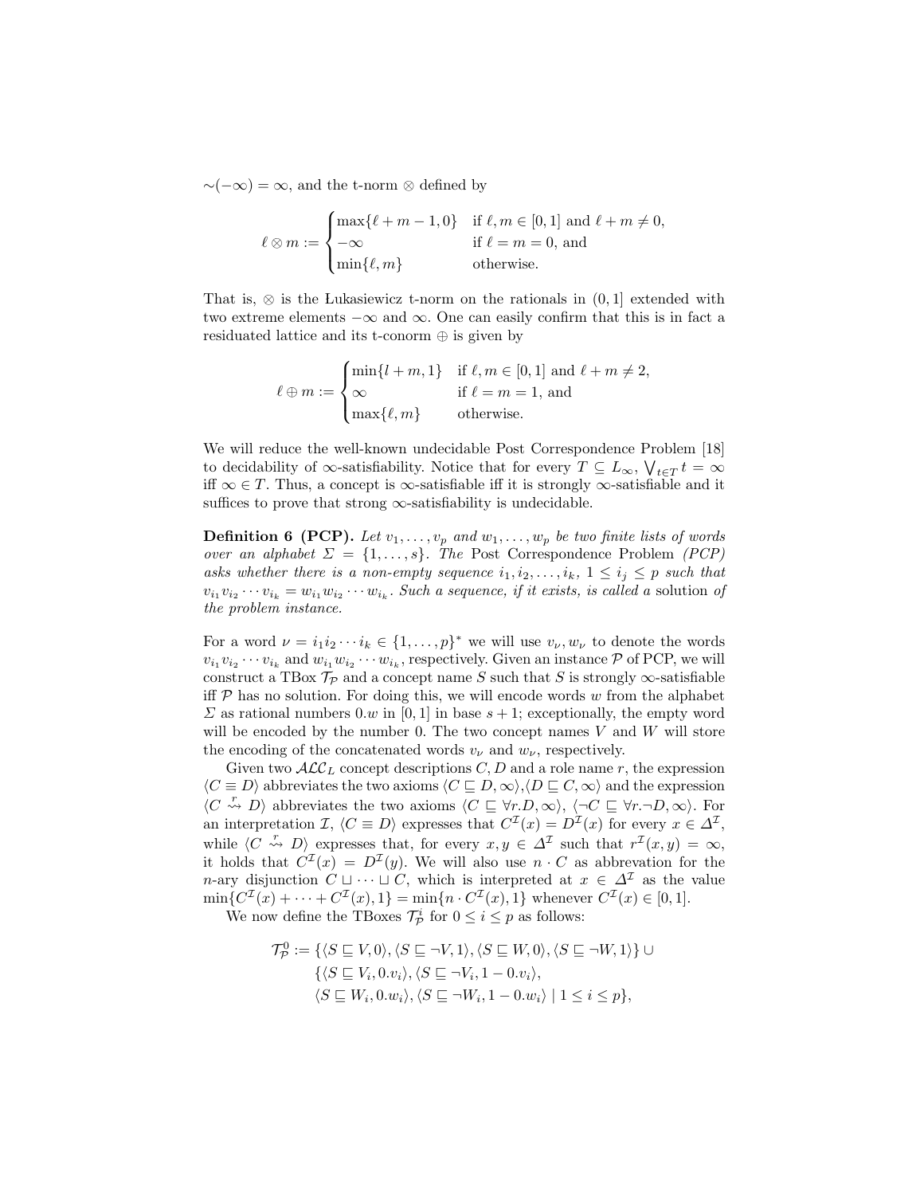$\sim(-\infty) = \infty$, and the t-norm $\otimes$ defined by

$$\ell \otimes m := \begin{cases} \max\{\ell + m - 1, 0\} & \text{if } \ell, m \in [0,1] \text{ and } \ell + m \neq 0, \\ -\infty & \text{if } \ell = m = 0, \text{ and} \\ \min\{\ell, m\} & \text{otherwise.} \end{cases}$$

That is, $\otimes$ is the Łukasiewicz t-norm on the rationals in $(0,1]$ extended with two extreme elements $-\infty$ and $\infty$. One can easily confirm that this is in fact a residuated lattice and its t-conorm $\oplus$ is given by

$$\ell \oplus m := \begin{cases} \min\{l + m, 1\} & \text{if } \ell, m \in [0,1] \text{ and } \ell + m \neq 2, \\ \infty & \text{if } \ell = m = 1, \text{ and} \\ \max\{\ell, m\} & \text{otherwise.} \end{cases}$$

We will reduce the well-known undecidable Post Correspondence Problem [18] to decidability of $\infty$-satisfiability. Notice that for every $T \subseteq L_\infty$, $\bigvee_{t \in T} t = \infty$ iff $\infty \in T$. Thus, a concept is $\infty$-satisfiable iff it is strongly $\infty$-satisfiable and it suffices to prove that strong $\infty$-satisfiability is undecidable.

**Definition 6 (PCP).** *Let $v_1, \ldots, v_p$ and $w_1, \ldots, w_p$ be two finite lists of words over an alphabet $\Sigma = \{1, \ldots, s\}$. The* Post Correspondence Problem *(PCP) asks whether there is a non-empty sequence $i_1, i_2, \ldots, i_k$, $1 \leq i_j \leq p$ such that $v_{i_1} v_{i_2} \cdots v_{i_k} = w_{i_1} w_{i_2} \cdots w_{i_k}$. Such a sequence, if it exists, is called a* solution *of the problem instance.*

For a word $\nu = i_1 i_2 \cdots i_k \in \{1, \ldots, p\}^*$ we will use $v_\nu, w_\nu$ to denote the words $v_{i_1} v_{i_2} \cdots v_{i_k}$ and $w_{i_1} w_{i_2} \cdots w_{i_k}$, respectively. Given an instance $\mathcal{P}$ of PCP, we will construct a TBox $\mathcal{T}_\mathcal{P}$ and a concept name $S$ such that $S$ is strongly $\infty$-satisfiable iff $\mathcal{P}$ has no solution. For doing this, we will encode words $w$ from the alphabet $\Sigma$ as rational numbers $0.w$ in $[0,1]$ in base $s+1$; exceptionally, the empty word will be encoded by the number 0. The two concept names $V$ and $W$ will store the encoding of the concatenated words $v_\nu$ and $w_\nu$, respectively.

Given two $\mathcal{ALC}_L$ concept descriptions $C, D$ and a role name $r$, the expression $\langle C \equiv D \rangle$ abbreviates the two axioms $\langle C \sqsubseteq D, \infty \rangle$,$\langle D \sqsubseteq C, \infty \rangle$ and the expression $\langle C \overset{r}{\rightsquigarrow} D \rangle$ abbreviates the two axioms $\langle C \sqsubseteq \forall r.D, \infty \rangle$, $\langle \neg C \sqsubseteq \forall r.\neg D, \infty \rangle$. For an interpretation $\mathcal{I}$, $\langle C \equiv D \rangle$ expresses that $C^\mathcal{I}(x) = D^\mathcal{I}(x)$ for every $x \in \Delta^\mathcal{I}$, while $\langle C \overset{r}{\rightsquigarrow} D \rangle$ expresses that, for every $x, y \in \Delta^\mathcal{I}$ such that $r^\mathcal{I}(x,y) = \infty$, it holds that $C^\mathcal{I}(x) = D^\mathcal{I}(y)$. We will also use $n \cdot C$ as abbrevation for the $n$-ary disjunction $C \sqcup \cdots \sqcup C$, which is interpreted at $x \in \Delta^\mathcal{I}$ as the value $\min\{C^\mathcal{I}(x) + \cdots + C^\mathcal{I}(x), 1\} = \min\{n \cdot C^\mathcal{I}(x), 1\}$ whenever $C^\mathcal{I}(x) \in [0,1]$.

We now define the TBoxes $\mathcal{T}_\mathcal{P}^i$ for $0 \leq i \leq p$ as follows:

$$\begin{aligned} \mathcal{T}_\mathcal{P}^0 := \{ &\langle S \sqsubseteq V, 0 \rangle, \langle S \sqsubseteq \neg V, 1 \rangle, \langle S \sqsubseteq W, 0 \rangle, \langle S \sqsubseteq \neg W, 1 \rangle \} \cup \\ \{ &\langle S \sqsubseteq V_i, 0.v_i \rangle, \langle S \sqsubseteq \neg V_i, 1 - 0.v_i \rangle, \\ &\langle S \sqsubseteq W_i, 0.w_i \rangle, \langle S \sqsubseteq \neg W_i, 1 - 0.w_i \rangle \mid 1 \leq i \leq p \}, \end{aligned}$$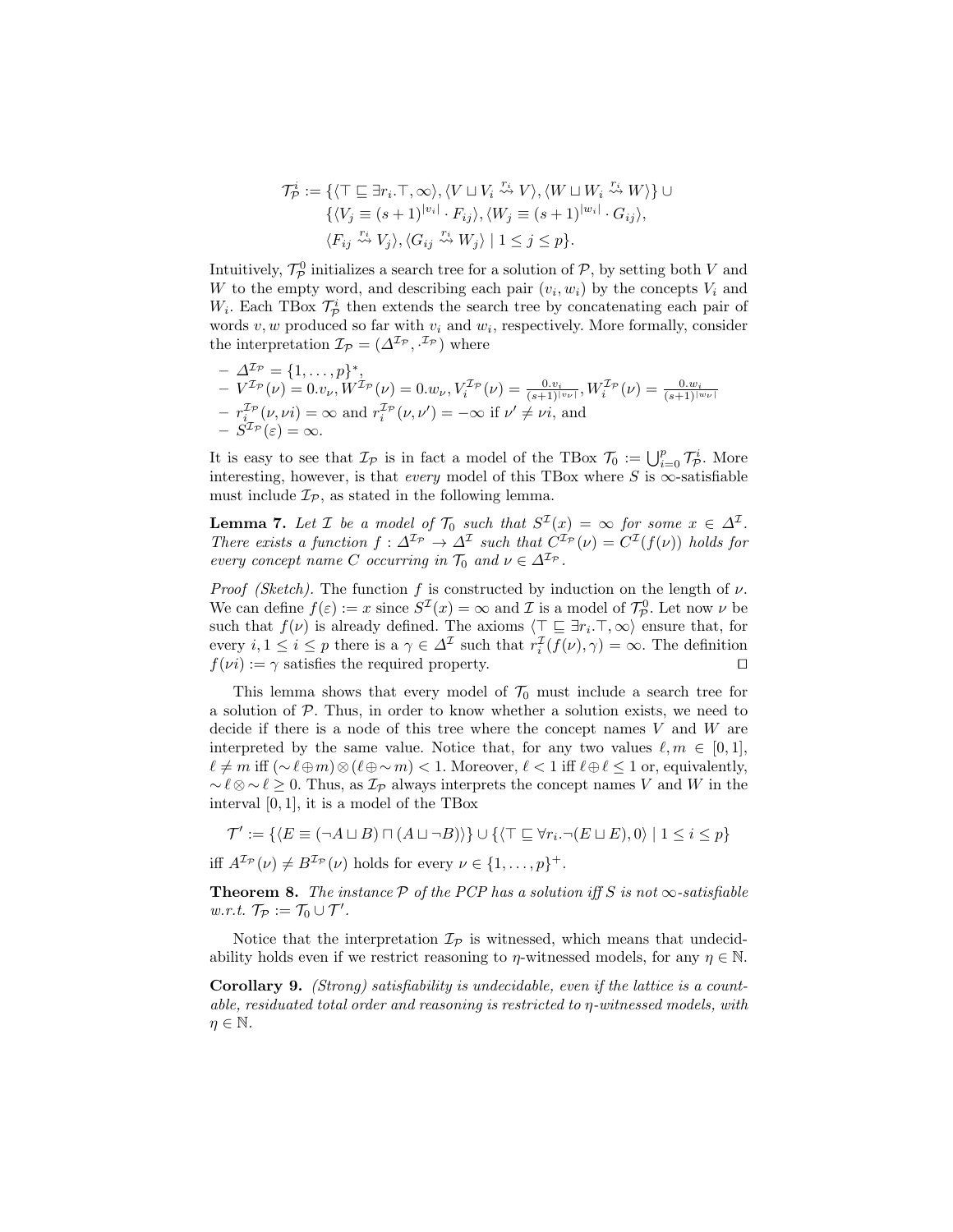$$
\begin{aligned}
\mathcal{T}_{\mathcal{P}}^{i} := \{ & \langle \top \sqsubseteq \exists r_i.\top, \infty\rangle, \langle V \sqcup V_i \overset{r_i}{\rightsquigarrow} V\rangle, \langle W \sqcup W_i \overset{r_i}{\rightsquigarrow} W\rangle\} \cup \\
& \{\langle V_j \equiv (s+1)^{|v_i|} \cdot F_{ij}\rangle, \langle W_j \equiv (s+1)^{|w_i|} \cdot G_{ij}\rangle, \\
& \langle F_{ij} \overset{r_i}{\rightsquigarrow} V_j\rangle, \langle G_{ij} \overset{r_i}{\rightsquigarrow} W_j\rangle \mid 1 \leq j \leq p\}.
\end{aligned}
$$

Intuitively, $\mathcal{T}_{\mathcal{P}}^{0}$ initializes a search tree for a solution of $\mathcal{P}$, by setting both $V$ and $W$ to the empty word, and describing each pair $(v_i, w_i)$ by the concepts $V_i$ and $W_i$. Each TBox $\mathcal{T}_{\mathcal{P}}^{i}$ then extends the search tree by concatenating each pair of words $v, w$ produced so far with $v_i$ and $w_i$, respectively. More formally, consider the interpretation $\mathcal{I}_{\mathcal{P}} = (\Delta^{\mathcal{I}_{\mathcal{P}}}, \cdot^{\mathcal{I}_{\mathcal{P}}})$ where

- $\Delta^{\mathcal{I}_{\mathcal{P}}} = \{1, \ldots, p\}^*$,
- $V^{\mathcal{I}_{\mathcal{P}}}(\nu) = 0.v_\nu$, $W^{\mathcal{I}_{\mathcal{P}}}(\nu) = 0.w_\nu$, $V_i^{\mathcal{I}_{\mathcal{P}}}(\nu) = \frac{0.v_i}{(s+1)^{|v_\nu|}}$, $W_i^{\mathcal{I}_{\mathcal{P}}}(\nu) = \frac{0.w_i}{(s+1)^{|w_\nu|}}$
- $r_i^{\mathcal{I}_{\mathcal{P}}}(\nu, \nu i) = \infty$ and $r_i^{\mathcal{I}_{\mathcal{P}}}(\nu, \nu') = -\infty$ if $\nu' \neq \nu i$, and
- $S^{\mathcal{I}_{\mathcal{P}}}(\varepsilon) = \infty$.

It is easy to see that $\mathcal{I}_{\mathcal{P}}$ is in fact a model of the TBox $\mathcal{T}_0 := \bigcup_{i=0}^{p} \mathcal{T}_{\mathcal{P}}^{i}$. More interesting, however, is that *every* model of this TBox where $S$ is $\infty$-satisfiable must include $\mathcal{I}_{\mathcal{P}}$, as stated in the following lemma.

**Lemma 7.** *Let $\mathcal{I}$ be a model of $\mathcal{T}_0$ such that $S^{\mathcal{I}}(x) = \infty$ for some $x \in \Delta^{\mathcal{I}}$. There exists a function $f : \Delta^{\mathcal{I}_{\mathcal{P}}} \to \Delta^{\mathcal{I}}$ such that $C^{\mathcal{I}_{\mathcal{P}}}(\nu) = C^{\mathcal{I}}(f(\nu))$ holds for every concept name $C$ occurring in $\mathcal{T}_0$ and $\nu \in \Delta^{\mathcal{I}_{\mathcal{P}}}$.*

*Proof (Sketch).* The function $f$ is constructed by induction on the length of $\nu$. We can define $f(\varepsilon) := x$ since $S^{\mathcal{I}}(x) = \infty$ and $\mathcal{I}$ is a model of $\mathcal{T}_{\mathcal{P}}^{0}$. Let now $\nu$ be such that $f(\nu)$ is already defined. The axioms $\langle \top \sqsubseteq \exists r_i.\top, \infty\rangle$ ensure that, for every $i, 1 \leq i \leq p$ there is a $\gamma \in \Delta^{\mathcal{I}}$ such that $r_i^{\mathcal{I}}(f(\nu), \gamma) = \infty$. The definition $f(\nu i) := \gamma$ satisfies the required property. ◻

This lemma shows that every model of $\mathcal{T}_0$ must include a search tree for a solution of $\mathcal{P}$. Thus, in order to know whether a solution exists, we need to decide if there is a node of this tree where the concept names $V$ and $W$ are interpreted by the same value. Notice that, for any two values $\ell, m \in [0,1]$, $\ell \neq m$ iff $({\sim}\ell \oplus m) \otimes (\ell \oplus {\sim} m) < 1$. Moreover, $\ell < 1$ iff $\ell \oplus \ell \leq 1$ or, equivalently, ${\sim}\ell \otimes {\sim}\ell \geq 0$. Thus, as $\mathcal{I}_{\mathcal{P}}$ always interprets the concept names $V$ and $W$ in the interval $[0,1]$, it is a model of the TBox

$$
\mathcal{T}' := \{\langle E \equiv (\neg A \sqcup B) \sqcap (A \sqcup \neg B)\rangle\} \cup \{\langle \top \sqsubseteq \forall r_i.\neg(E \sqcup E), 0\rangle \mid 1 \leq i \leq p\}
$$

iff $A^{\mathcal{I}_{\mathcal{P}}}(\nu) \neq B^{\mathcal{I}_{\mathcal{P}}}(\nu)$ holds for every $\nu \in \{1, \ldots, p\}^+$.

**Theorem 8.** *The instance $\mathcal{P}$ of the PCP has a solution iff $S$ is not $\infty$-satisfiable w.r.t. $\mathcal{T}_{\mathcal{P}} := \mathcal{T}_0 \cup \mathcal{T}'$.*

Notice that the interpretation $\mathcal{I}_{\mathcal{P}}$ is witnessed, which means that undecidability holds even if we restrict reasoning to $\eta$-witnessed models, for any $\eta \in \mathbb{N}$.

**Corollary 9.** *(Strong) satisfiability is undecidable, even if the lattice is a countable, residuated total order and reasoning is restricted to $\eta$-witnessed models, with $\eta \in \mathbb{N}$.*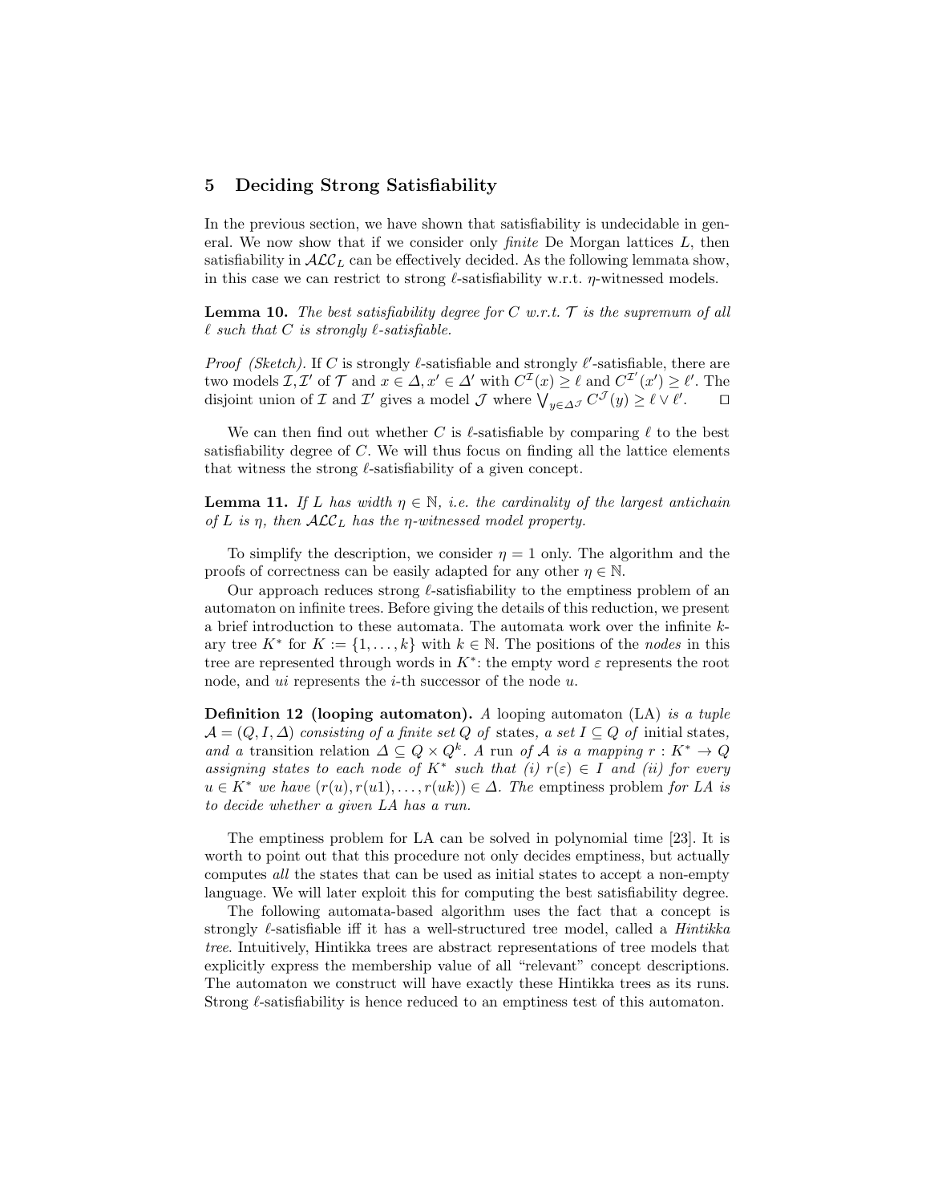## 5 Deciding Strong Satisfiability

In the previous section, we have shown that satisfiability is undecidable in general. We now show that if we consider only *finite* De Morgan lattices $L$, then satisfiability in $\mathcal{ALC}_L$ can be effectively decided. As the following lemmata show, in this case we can restrict to strong $\ell$-satisfiability w.r.t. $\eta$-witnessed models.

**Lemma 10.** *The best satisfiability degree for $C$ w.r.t. $\mathcal{T}$ is the supremum of all $\ell$ such that $C$ is strongly $\ell$-satisfiable.*

*Proof (Sketch).* If $C$ is strongly $\ell$-satisfiable and strongly $\ell'$-satisfiable, there are two models $\mathcal{I}, \mathcal{I}'$ of $\mathcal{T}$ and $x \in \Delta, x' \in \Delta'$ with $C^{\mathcal{I}}(x) \geq \ell$ and $C^{\mathcal{I}'}(x') \geq \ell'$. The disjoint union of $\mathcal{I}$ and $\mathcal{I}'$ gives a model $\mathcal{J}$ where $\bigvee_{y \in \Delta^{\mathcal{J}}} C^{\mathcal{J}}(y) \geq \ell \vee \ell'$. □

We can then find out whether $C$ is $\ell$-satisfiable by comparing $\ell$ to the best satisfiability degree of $C$. We will thus focus on finding all the lattice elements that witness the strong $\ell$-satisfiability of a given concept.

**Lemma 11.** *If $L$ has width $\eta \in \mathbb{N}$, i.e. the cardinality of the largest antichain of $L$ is $\eta$, then $\mathcal{ALC}_L$ has the $\eta$-witnessed model property.*

To simplify the description, we consider $\eta = 1$ only. The algorithm and the proofs of correctness can be easily adapted for any other $\eta \in \mathbb{N}$.

Our approach reduces strong $\ell$-satisfiability to the emptiness problem of an automaton on infinite trees. Before giving the details of this reduction, we present a brief introduction to these automata. The automata work over the infinite $k$-ary tree $K^*$ for $K := \{1, \ldots, k\}$ with $k \in \mathbb{N}$. The positions of the *nodes* in this tree are represented through words in $K^*$: the empty word $\varepsilon$ represents the root node, and $ui$ represents the $i$-th successor of the node $u$.

**Definition 12 (looping automaton).** *A* looping automaton (LA) *is a tuple $\mathcal{A} = (Q, I, \Delta)$ consisting of a finite set $Q$ of* states*, a set $I \subseteq Q$ of* initial states*, and a* transition relation *$\Delta \subseteq Q \times Q^k$. A* run *of $\mathcal{A}$ is a mapping $r : K^* \to Q$ assigning states to each node of $K^*$ such that (i) $r(\varepsilon) \in I$ and (ii) for every $u \in K^*$ we have $(r(u), r(u1), \ldots, r(uk)) \in \Delta$. The* emptiness problem *for LA is to decide whether a given LA has a run.*

The emptiness problem for LA can be solved in polynomial time [23]. It is worth to point out that this procedure not only decides emptiness, but actually computes *all* the states that can be used as initial states to accept a non-empty language. We will later exploit this for computing the best satisfiability degree.

The following automata-based algorithm uses the fact that a concept is strongly $\ell$-satisfiable iff it has a well-structured tree model, called a *Hintikka tree*. Intuitively, Hintikka trees are abstract representations of tree models that explicitly express the membership value of all "relevant" concept descriptions. The automaton we construct will have exactly these Hintikka trees as its runs. Strong $\ell$-satisfiability is hence reduced to an emptiness test of this automaton.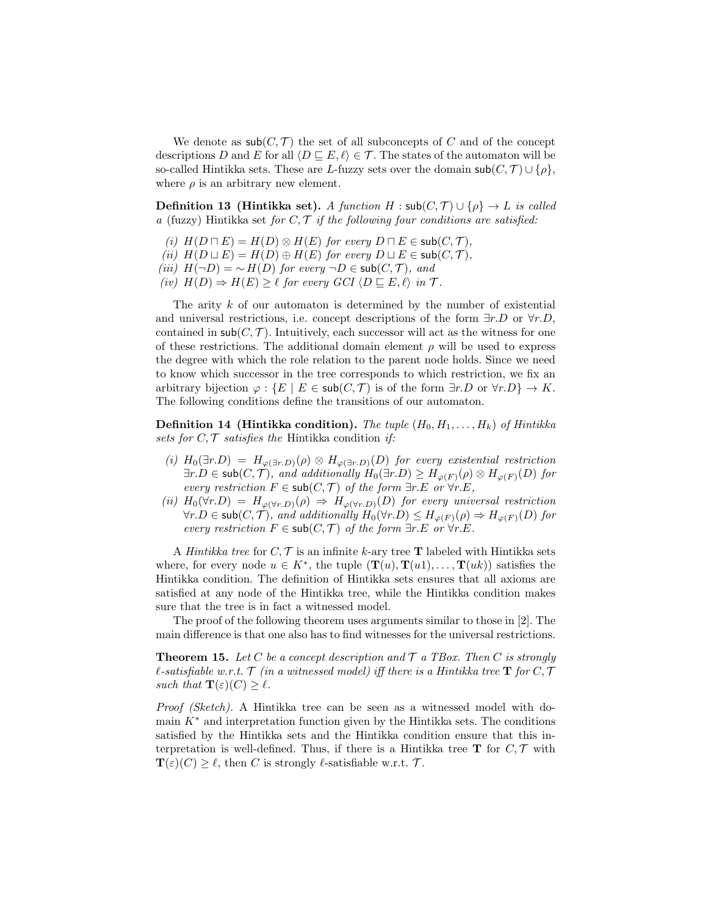We denote as $\mathsf{sub}(C, \mathcal{T})$ the set of all subconcepts of $C$ and of the concept descriptions $D$ and $E$ for all $\langle D \sqsubseteq E, \ell\rangle \in \mathcal{T}$. The states of the automaton will be so-called Hintikka sets. These are $L$-fuzzy sets over the domain $\mathsf{sub}(C, \mathcal{T}) \cup \{\rho\}$, where $\rho$ is an arbitrary new element.

**Definition 13 (Hintikka set).** *A function $H : \mathsf{sub}(C, \mathcal{T}) \cup \{\rho\} \to L$ is called a* (fuzzy) Hintikka set *for $C, \mathcal{T}$ if the following four conditions are satisfied:*

*(i)* $H(D \sqcap E) = H(D) \otimes H(E)$ *for every* $D \sqcap E \in \mathsf{sub}(C, \mathcal{T})$*,*
*(ii)* $H(D \sqcup E) = H(D) \oplus H(E)$ *for every* $D \sqcup E \in \mathsf{sub}(C, \mathcal{T})$*,*
*(iii)* $H(\neg D) = \sim H(D)$ *for every* $\neg D \in \mathsf{sub}(C, \mathcal{T})$*, and*
*(iv)* $H(D) \Rightarrow H(E) \geq \ell$ *for every GCI* $\langle D \sqsubseteq E, \ell\rangle$ *in* $\mathcal{T}$*.*

The arity $k$ of our automaton is determined by the number of existential and universal restrictions, i.e. concept descriptions of the form $\exists r.D$ or $\forall r.D$, contained in $\mathsf{sub}(C, \mathcal{T})$. Intuitively, each successor will act as the witness for one of these restrictions. The additional domain element $\rho$ will be used to express the degree with which the role relation to the parent node holds. Since we need to know which successor in the tree corresponds to which restriction, we fix an arbitrary bijection $\varphi : \{E \mid E \in \mathsf{sub}(C, \mathcal{T})$ is of the form $\exists r.D$ or $\forall r.D\} \to K$. The following conditions define the transitions of our automaton.

**Definition 14 (Hintikka condition).** *The tuple $(H_0, H_1, \ldots, H_k)$ of Hintikka sets for $C, \mathcal{T}$ satisfies the* Hintikka condition *if:*

*(i)* $H_0(\exists r.D) = H_{\varphi(\exists r.D)}(\rho) \otimes H_{\varphi(\exists r.D)}(D)$ *for every existential restriction* $\exists r.D \in \mathsf{sub}(C, \mathcal{T})$*, and additionally* $H_0(\exists r.D) \geq H_{\varphi(F)}(\rho) \otimes H_{\varphi(F)}(D)$ *for every restriction* $F \in \mathsf{sub}(C, \mathcal{T})$ *of the form* $\exists r.E$ *or* $\forall r.E$*,*
*(ii)* $H_0(\forall r.D) = H_{\varphi(\forall r.D)}(\rho) \Rightarrow H_{\varphi(\forall r.D)}(D)$ *for every universal restriction* $\forall r.D \in \mathsf{sub}(C, \mathcal{T})$*, and additionally* $H_0(\forall r.D) \leq H_{\varphi(F)}(\rho) \Rightarrow H_{\varphi(F)}(D)$ *for every restriction* $F \in \mathsf{sub}(C, \mathcal{T})$ *of the form* $\exists r.E$ *or* $\forall r.E$*.*

A *Hintikka tree* for $C, \mathcal{T}$ is an infinite $k$-ary tree $\mathbf{T}$ labeled with Hintikka sets where, for every node $u \in K^*$, the tuple $(\mathbf{T}(u), \mathbf{T}(u1), \ldots, \mathbf{T}(uk))$ satisfies the Hintikka condition. The definition of Hintikka sets ensures that all axioms are satisfied at any node of the Hintikka tree, while the Hintikka condition makes sure that the tree is in fact a witnessed model.

The proof of the following theorem uses arguments similar to those in [2]. The main difference is that one also has to find witnesses for the universal restrictions.

**Theorem 15.** *Let $C$ be a concept description and $\mathcal{T}$ a TBox. Then $C$ is strongly $\ell$-satisfiable w.r.t. $\mathcal{T}$ (in a witnessed model) iff there is a Hintikka tree $\mathbf{T}$ for $C, \mathcal{T}$ such that $\mathbf{T}(\varepsilon)(C) \geq \ell$.*

*Proof (Sketch).* A Hintikka tree can be seen as a witnessed model with domain $K^*$ and interpretation function given by the Hintikka sets. The conditions satisfied by the Hintikka sets and the Hintikka condition ensure that this interpretation is well-defined. Thus, if there is a Hintikka tree $\mathbf{T}$ for $C, \mathcal{T}$ with $\mathbf{T}(\varepsilon)(C) \geq \ell$, then $C$ is strongly $\ell$-satisfiable w.r.t. $\mathcal{T}$.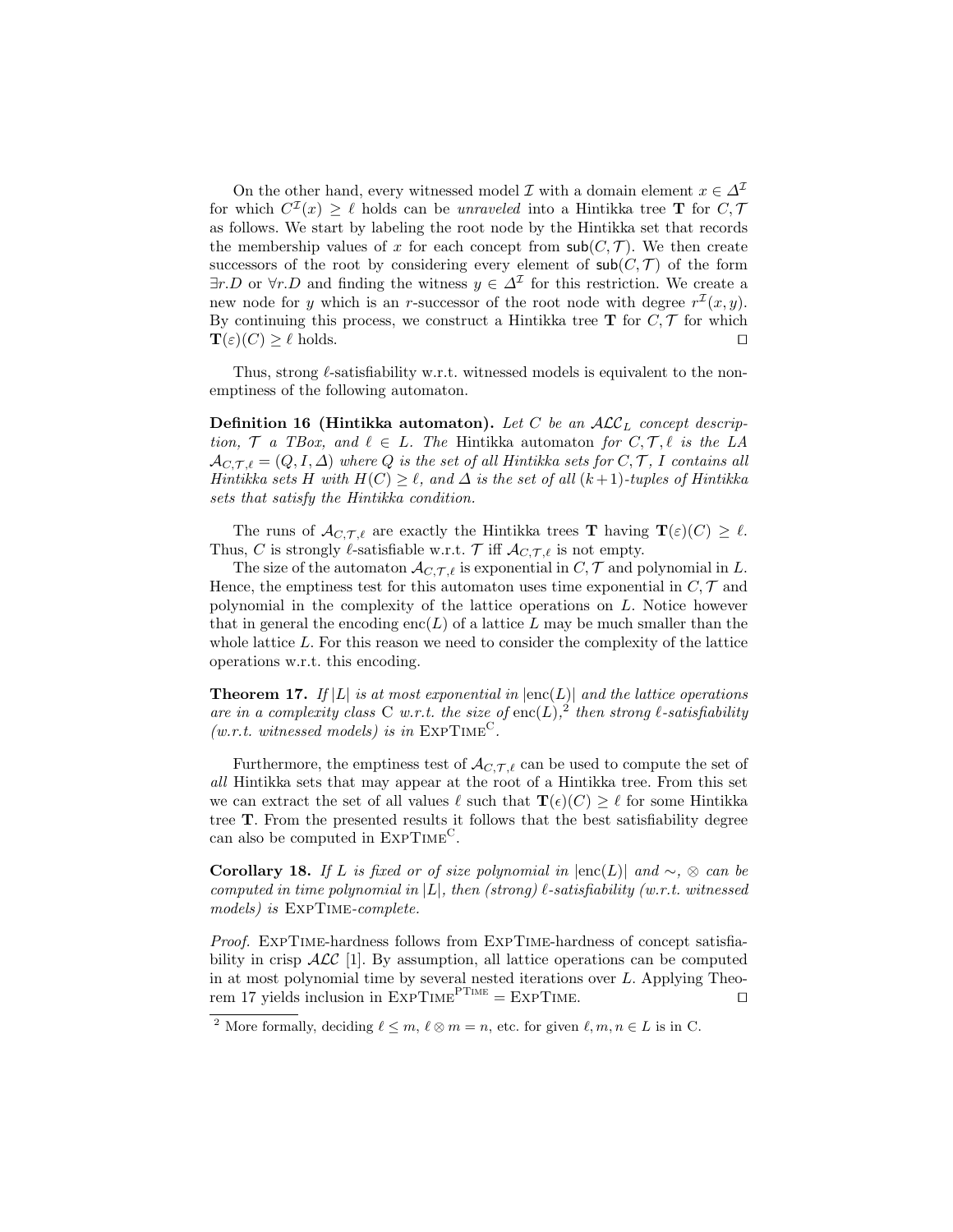On the other hand, every witnessed model $\mathcal{I}$ with a domain element $x \in \Delta^{\mathcal{I}}$ for which $C^{\mathcal{I}}(x) \geq \ell$ holds can be *unraveled* into a Hintikka tree $\mathbf{T}$ for $C, \mathcal{T}$ as follows. We start by labeling the root node by the Hintikka set that records the membership values of $x$ for each concept from $\mathsf{sub}(C, \mathcal{T})$. We then create successors of the root by considering every element of $\mathsf{sub}(C, \mathcal{T})$ of the form $\exists r.D$ or $\forall r.D$ and finding the witness $y \in \Delta^{\mathcal{I}}$ for this restriction. We create a new node for $y$ which is an $r$-successor of the root node with degree $r^{\mathcal{I}}(x, y)$. By continuing this process, we construct a Hintikka tree $\mathbf{T}$ for $C, \mathcal{T}$ for which $\mathbf{T}(\varepsilon)(C) \geq \ell$ holds. ⊓⊔

Thus, strong $\ell$-satisfiability w.r.t. witnessed models is equivalent to the non-emptiness of the following automaton.

**Definition 16 (Hintikka automaton).** *Let $C$ be an $\mathcal{ALC}_L$ concept description, $\mathcal{T}$ a TBox, and $\ell \in L$. The* Hintikka automaton *for $C, \mathcal{T}, \ell$ is the LA $\mathcal{A}_{C,\mathcal{T},\ell} = (Q, I, \Delta)$ where $Q$ is the set of all Hintikka sets for $C, \mathcal{T}$, $I$ contains all Hintikka sets $H$ with $H(C) \geq \ell$, and $\Delta$ is the set of all $(k+1)$-tuples of Hintikka sets that satisfy the Hintikka condition.*

The runs of $\mathcal{A}_{C,\mathcal{T},\ell}$ are exactly the Hintikka trees $\mathbf{T}$ having $\mathbf{T}(\varepsilon)(C) \geq \ell$. Thus, $C$ is strongly $\ell$-satisfiable w.r.t. $\mathcal{T}$ iff $\mathcal{A}_{C,\mathcal{T},\ell}$ is not empty.

The size of the automaton $\mathcal{A}_{C,\mathcal{T},\ell}$ is exponential in $C, \mathcal{T}$ and polynomial in $L$. Hence, the emptiness test for this automaton uses time exponential in $C, \mathcal{T}$ and polynomial in the complexity of the lattice operations on $L$. Notice however that in general the encoding $\mathrm{enc}(L)$ of a lattice $L$ may be much smaller than the whole lattice $L$. For this reason we need to consider the complexity of the lattice operations w.r.t. this encoding.

**Theorem 17.** *If $|L|$ is at most exponential in $|\mathrm{enc}(L)|$ and the lattice operations are in a complexity class C w.r.t. the size of $\mathrm{enc}(L)$,*[2] *then strong $\ell$-satisfiability (w.r.t. witnessed models) is in* $\text{ExpTime}^{\text{C}}$.

Furthermore, the emptiness test of $\mathcal{A}_{C,\mathcal{T},\ell}$ can be used to compute the set of *all* Hintikka sets that may appear at the root of a Hintikka tree. From this set we can extract the set of all values $\ell$ such that $\mathbf{T}(\epsilon)(C) \geq \ell$ for some Hintikka tree $\mathbf{T}$. From the presented results it follows that the best satisfiability degree can also be computed in $\text{ExpTime}^{\text{C}}$.

**Corollary 18.** *If $L$ is fixed or of size polynomial in $|\mathrm{enc}(L)|$ and $\sim$, $\otimes$ can be computed in time polynomial in $|L|$, then (strong) $\ell$-satisfiability (w.r.t. witnessed models) is* ExpTime*-complete.*

*Proof.* ExpTime-hardness follows from ExpTime-hardness of concept satisfiability in crisp $\mathcal{ALC}$ [1]. By assumption, all lattice operations can be computed in at most polynomial time by several nested iterations over $L$. Applying Theorem 17 yields inclusion in $\text{ExpTime}^{\text{PTime}} = \text{ExpTime}$. ⊓⊔

[2] More formally, deciding $\ell \leq m$, $\ell \otimes m = n$, etc. for given $\ell, m, n \in L$ is in C.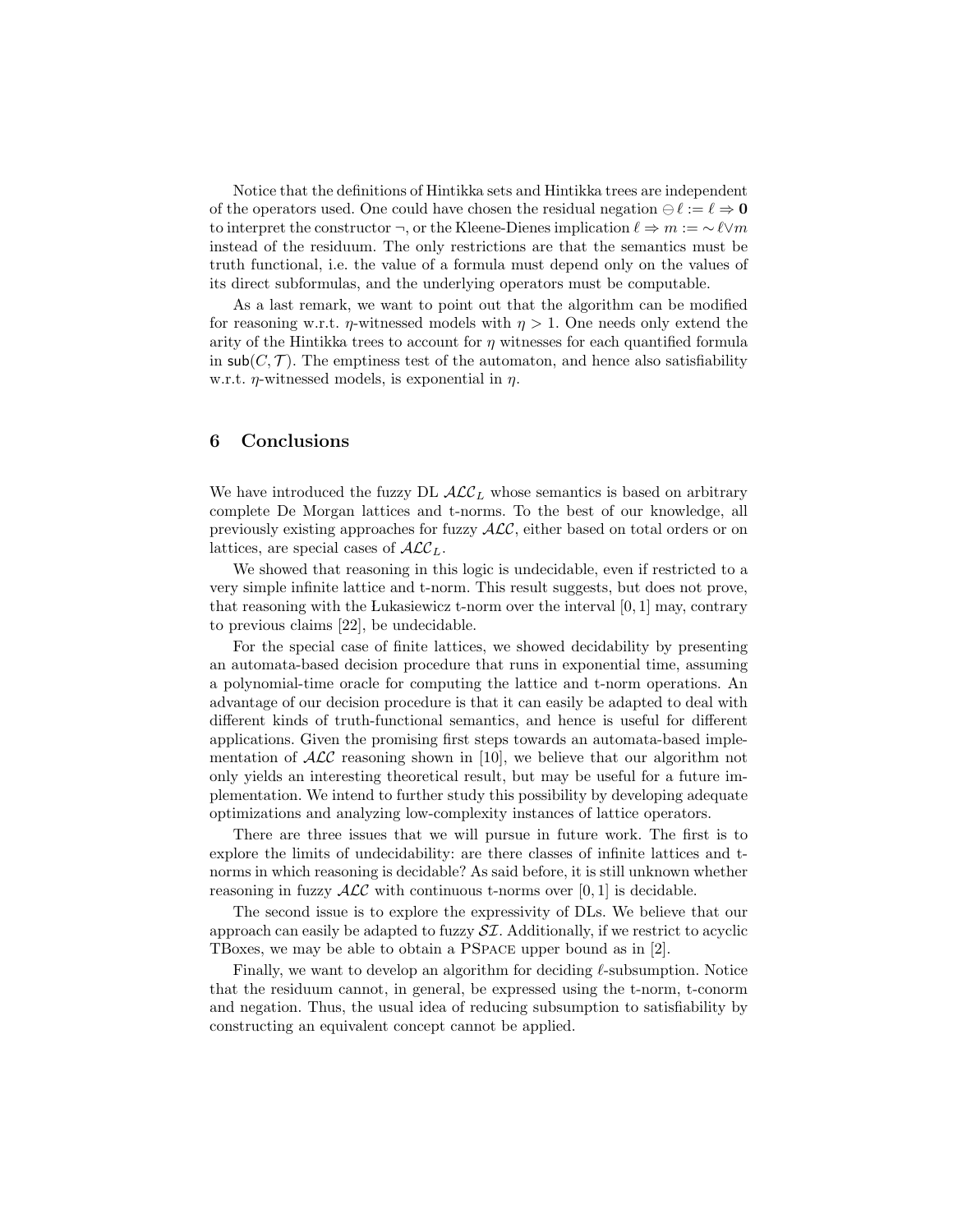Notice that the definitions of Hintikka sets and Hintikka trees are independent of the operators used. One could have chosen the residual negation $\ominus \ell := \ell \Rightarrow \mathbf{0}$ to interpret the constructor $\neg$, or the Kleene-Dienes implication $\ell \Rightarrow m := \sim \ell \vee m$ instead of the residuum. The only restrictions are that the semantics must be truth functional, i.e. the value of a formula must depend only on the values of its direct subformulas, and the underlying operators must be computable.

As a last remark, we want to point out that the algorithm can be modified for reasoning w.r.t. $\eta$-witnessed models with $\eta > 1$. One needs only extend the arity of the Hintikka trees to account for $\eta$ witnesses for each quantified formula in $\mathsf{sub}(C, \mathcal{T})$. The emptiness test of the automaton, and hence also satisfiability w.r.t. $\eta$-witnessed models, is exponential in $\eta$.

## 6 Conclusions

We have introduced the fuzzy DL $\mathcal{ALC}_L$ whose semantics is based on arbitrary complete De Morgan lattices and t-norms. To the best of our knowledge, all previously existing approaches for fuzzy $\mathcal{ALC}$, either based on total orders or on lattices, are special cases of $\mathcal{ALC}_L$.

We showed that reasoning in this logic is undecidable, even if restricted to a very simple infinite lattice and t-norm. This result suggests, but does not prove, that reasoning with the Łukasiewicz t-norm over the interval $[0, 1]$ may, contrary to previous claims [22], be undecidable.

For the special case of finite lattices, we showed decidability by presenting an automata-based decision procedure that runs in exponential time, assuming a polynomial-time oracle for computing the lattice and t-norm operations. An advantage of our decision procedure is that it can easily be adapted to deal with different kinds of truth-functional semantics, and hence is useful for different applications. Given the promising first steps towards an automata-based implementation of $\mathcal{ALC}$ reasoning shown in [10], we believe that our algorithm not only yields an interesting theoretical result, but may be useful for a future implementation. We intend to further study this possibility by developing adequate optimizations and analyzing low-complexity instances of lattice operators.

There are three issues that we will pursue in future work. The first is to explore the limits of undecidability: are there classes of infinite lattices and t-norms in which reasoning is decidable? As said before, it is still unknown whether reasoning in fuzzy $\mathcal{ALC}$ with continuous t-norms over $[0, 1]$ is decidable.

The second issue is to explore the expressivity of DLs. We believe that our approach can easily be adapted to fuzzy $\mathcal{SI}$. Additionally, if we restrict to acyclic TBoxes, we may be able to obtain a PSpace upper bound as in [2].

Finally, we want to develop an algorithm for deciding $\ell$-subsumption. Notice that the residuum cannot, in general, be expressed using the t-norm, t-conorm and negation. Thus, the usual idea of reducing subsumption to satisfiability by constructing an equivalent concept cannot be applied.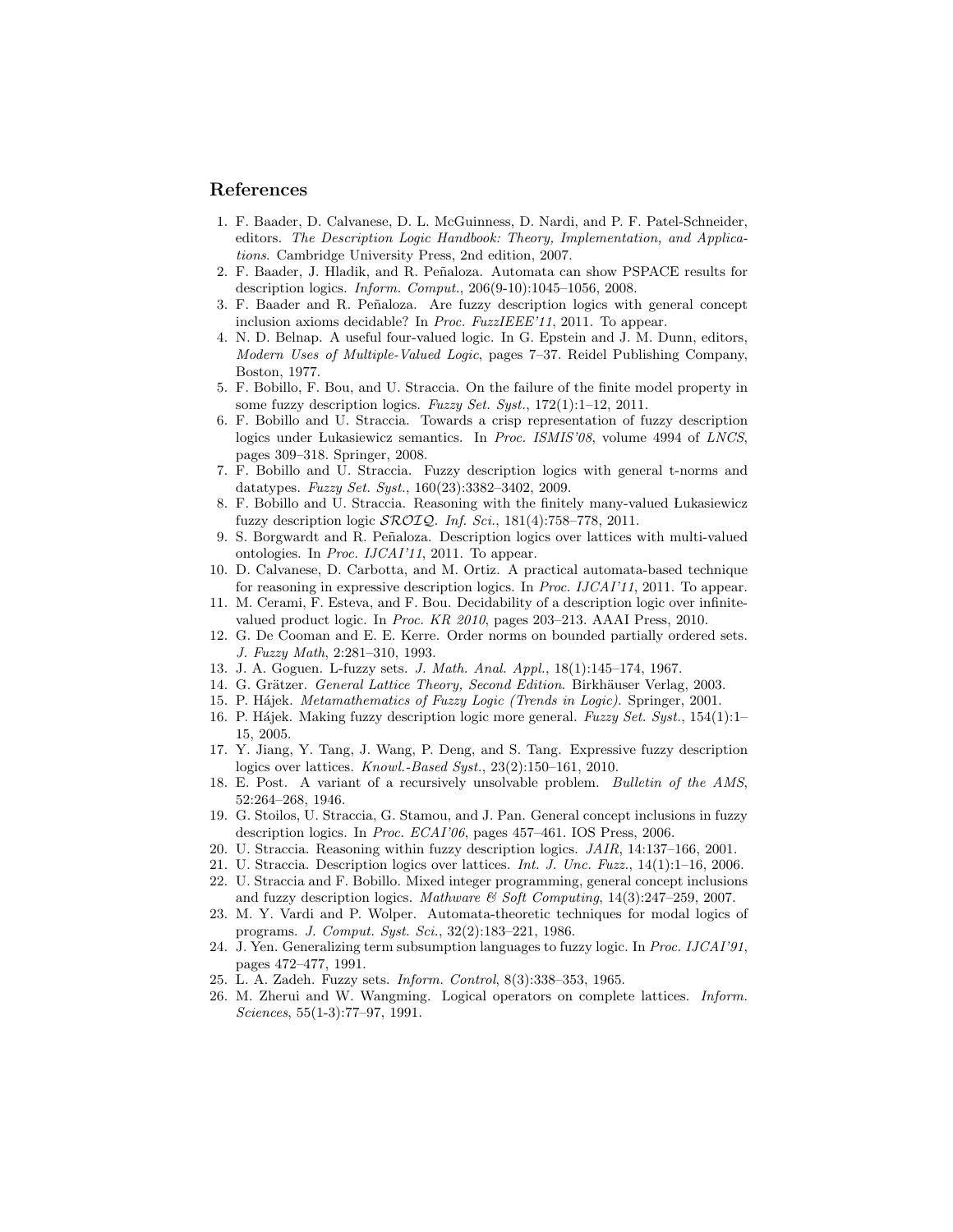## References

1. F. Baader, D. Calvanese, D. L. McGuinness, D. Nardi, and P. F. Patel-Schneider, editors. *The Description Logic Handbook: Theory, Implementation, and Applications*. Cambridge University Press, 2nd edition, 2007.
2. F. Baader, J. Hladik, and R. Peñaloza. Automata can show PSPACE results for description logics. *Inform. Comput.*, 206(9-10):1045–1056, 2008.
3. F. Baader and R. Peñaloza. Are fuzzy description logics with general concept inclusion axioms decidable? In *Proc. FuzzIEEE'11*, 2011. To appear.
4. N. D. Belnap. A useful four-valued logic. In G. Epstein and J. M. Dunn, editors, *Modern Uses of Multiple-Valued Logic*, pages 7–37. Reidel Publishing Company, Boston, 1977.
5. F. Bobillo, F. Bou, and U. Straccia. On the failure of the finite model property in some fuzzy description logics. *Fuzzy Set. Syst.*, 172(1):1–12, 2011.
6. F. Bobillo and U. Straccia. Towards a crisp representation of fuzzy description logics under Łukasiewicz semantics. In *Proc. ISMIS'08*, volume 4994 of *LNCS*, pages 309–318. Springer, 2008.
7. F. Bobillo and U. Straccia. Fuzzy description logics with general t-norms and datatypes. *Fuzzy Set. Syst.*, 160(23):3382–3402, 2009.
8. F. Bobillo and U. Straccia. Reasoning with the finitely many-valued Łukasiewicz fuzzy description logic $\mathcal{SROIQ}$. *Inf. Sci.*, 181(4):758–778, 2011.
9. S. Borgwardt and R. Peñaloza. Description logics over lattices with multi-valued ontologies. In *Proc. IJCAI'11*, 2011. To appear.
10. D. Calvanese, D. Carbotta, and M. Ortiz. A practical automata-based technique for reasoning in expressive description logics. In *Proc. IJCAI'11*, 2011. To appear.
11. M. Cerami, F. Esteva, and F. Bou. Decidability of a description logic over infinite-valued product logic. In *Proc. KR 2010*, pages 203–213. AAAI Press, 2010.
12. G. De Cooman and E. E. Kerre. Order norms on bounded partially ordered sets. *J. Fuzzy Math*, 2:281–310, 1993.
13. J. A. Goguen. L-fuzzy sets. *J. Math. Anal. Appl.*, 18(1):145–174, 1967.
14. G. Grätzer. *General Lattice Theory, Second Edition*. Birkhäuser Verlag, 2003.
15. P. Hájek. *Metamathematics of Fuzzy Logic (Trends in Logic)*. Springer, 2001.
16. P. Hájek. Making fuzzy description logic more general. *Fuzzy Set. Syst.*, 154(1):1–15, 2005.
17. Y. Jiang, Y. Tang, J. Wang, P. Deng, and S. Tang. Expressive fuzzy description logics over lattices. *Knowl.-Based Syst.*, 23(2):150–161, 2010.
18. E. Post. A variant of a recursively unsolvable problem. *Bulletin of the AMS*, 52:264–268, 1946.
19. G. Stoilos, U. Straccia, G. Stamou, and J. Pan. General concept inclusions in fuzzy description logics. In *Proc. ECAI'06*, pages 457–461. IOS Press, 2006.
20. U. Straccia. Reasoning within fuzzy description logics. *JAIR*, 14:137–166, 2001.
21. U. Straccia. Description logics over lattices. *Int. J. Unc. Fuzz.*, 14(1):1–16, 2006.
22. U. Straccia and F. Bobillo. Mixed integer programming, general concept inclusions and fuzzy description logics. *Mathware & Soft Computing*, 14(3):247–259, 2007.
23. M. Y. Vardi and P. Wolper. Automata-theoretic techniques for modal logics of programs. *J. Comput. Syst. Sci.*, 32(2):183–221, 1986.
24. J. Yen. Generalizing term subsumption languages to fuzzy logic. In *Proc. IJCAI'91*, pages 472–477, 1991.
25. L. A. Zadeh. Fuzzy sets. *Inform. Control*, 8(3):338–353, 1965.
26. M. Zherui and W. Wangming. Logical operators on complete lattices. *Inform. Sciences*, 55(1-3):77–97, 1991.